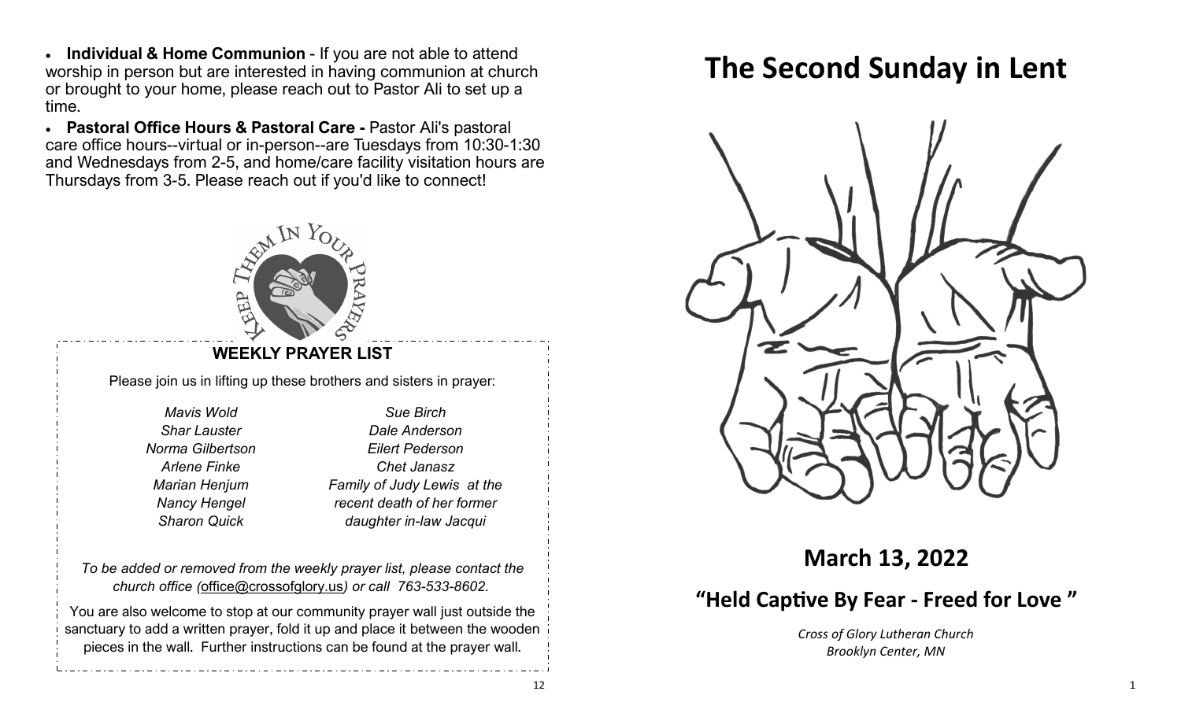- **Individual & Home Communion** - If you are not able to attend worship in person but are interested in having communion at church or brought to your home, please reach out to Pastor Ali to set up a time.
- **Pastoral Office Hours & Pastoral Care -** Pastor Ali's pastoral care office hours--virtual or in-person--are Tuesdays from 10:30-1:30 and Wednesdays from 2-5, and home/care facility visitation hours are Thursdays from 3-5. Please reach out if you'd like to connect!

KEEP THEM IN YOUR PRAYERS

**WEEKLY PRAYER LIST**

Please join us in lifting up these brothers and sisters in prayer:

*Mavis Wold*
*Shar Lauster*
*Norma Gilbertson*
*Arlene Finke*
*Marian Henjum*
*Nancy Hengel*
*Sharon Quick*

*Sue Birch*
*Dale Anderson*
*Eilert Pederson*
*Chet Janasz*
*Family of Judy Lewis at the recent death of her former daughter in-law Jacqui*

*To be added or removed from the weekly prayer list, please contact the church office (office@crossofglory.us) or call 763-533-8602.*

You are also welcome to stop at our community prayer wall just outside the sanctuary to add a written prayer, fold it up and place it between the wooden pieces in the wall. Further instructions can be found at the prayer wall.

# The Second Sunday in Lent

## March 13, 2022

## "Held Captive By Fear - Freed for Love "

*Cross of Glory Lutheran Church*
*Brooklyn Center, MN*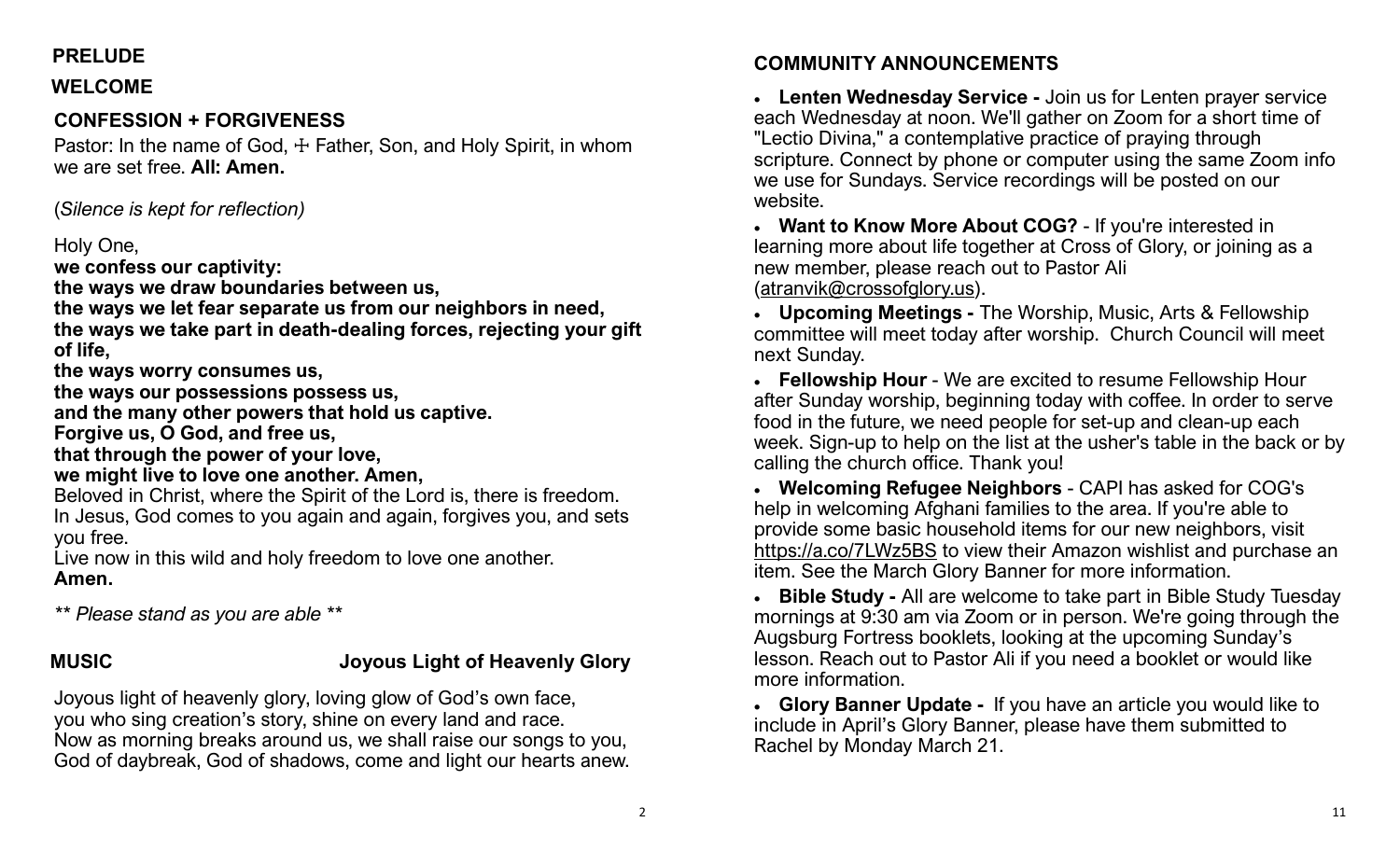**PRELUDE**

**WELCOME**

**CONFESSION + FORGIVENESS**

Pastor: In the name of God, ☩ Father, Son, and Holy Spirit, in whom we are set free. **All: Amen.**

(*Silence is kept for reflection)*

Holy One,
**we confess our captivity:**
**the ways we draw boundaries between us,**
**the ways we let fear separate us from our neighbors in need,**
**the ways we take part in death-dealing forces, rejecting your gift of life,**
**the ways worry consumes us,**
**the ways our possessions possess us,**
**and the many other powers that hold us captive.**
**Forgive us, O God, and free us,**
**that through the power of your love,**
**we might live to love one another. Amen,**
Beloved in Christ, where the Spirit of the Lord is, there is freedom.
In Jesus, God comes to you again and again, forgives you, and sets you free.
Live now in this wild and holy freedom to love one another.
**Amen.**

*** Please stand as you are able ***

**MUSIC** **Joyous Light of Heavenly Glory**

Joyous light of heavenly glory, loving glow of God's own face,
you who sing creation's story, shine on every land and race.
Now as morning breaks around us, we shall raise our songs to you,
God of daybreak, God of shadows, come and light our hearts anew.

**COMMUNITY ANNOUNCEMENTS**

- **Lenten Wednesday Service -** Join us for Lenten prayer service each Wednesday at noon. We'll gather on Zoom for a short time of "Lectio Divina," a contemplative practice of praying through scripture. Connect by phone or computer using the same Zoom info we use for Sundays. Service recordings will be posted on our website.
- **Want to Know More About COG?** - If you're interested in learning more about life together at Cross of Glory, or joining as a new member, please reach out to Pastor Ali (atranvik@crossofglory.us).
- **Upcoming Meetings -** The Worship, Music, Arts & Fellowship committee will meet today after worship. Church Council will meet next Sunday.
- **Fellowship Hour** - We are excited to resume Fellowship Hour after Sunday worship, beginning today with coffee. In order to serve food in the future, we need people for set-up and clean-up each week. Sign-up to help on the list at the usher's table in the back or by calling the church office. Thank you!
- **Welcoming Refugee Neighbors** - CAPI has asked for COG's help in welcoming Afghani families to the area. If you're able to provide some basic household items for our new neighbors, visit https://a.co/7LWz5BS to view their Amazon wishlist and purchase an item. See the March Glory Banner for more information.
- **Bible Study -** All are welcome to take part in Bible Study Tuesday mornings at 9:30 am via Zoom or in person. We're going through the Augsburg Fortress booklets, looking at the upcoming Sunday's lesson. Reach out to Pastor Ali if you need a booklet or would like more information.
- **Glory Banner Update -** If you have an article you would like to include in April's Glory Banner, please have them submitted to Rachel by Monday March 21.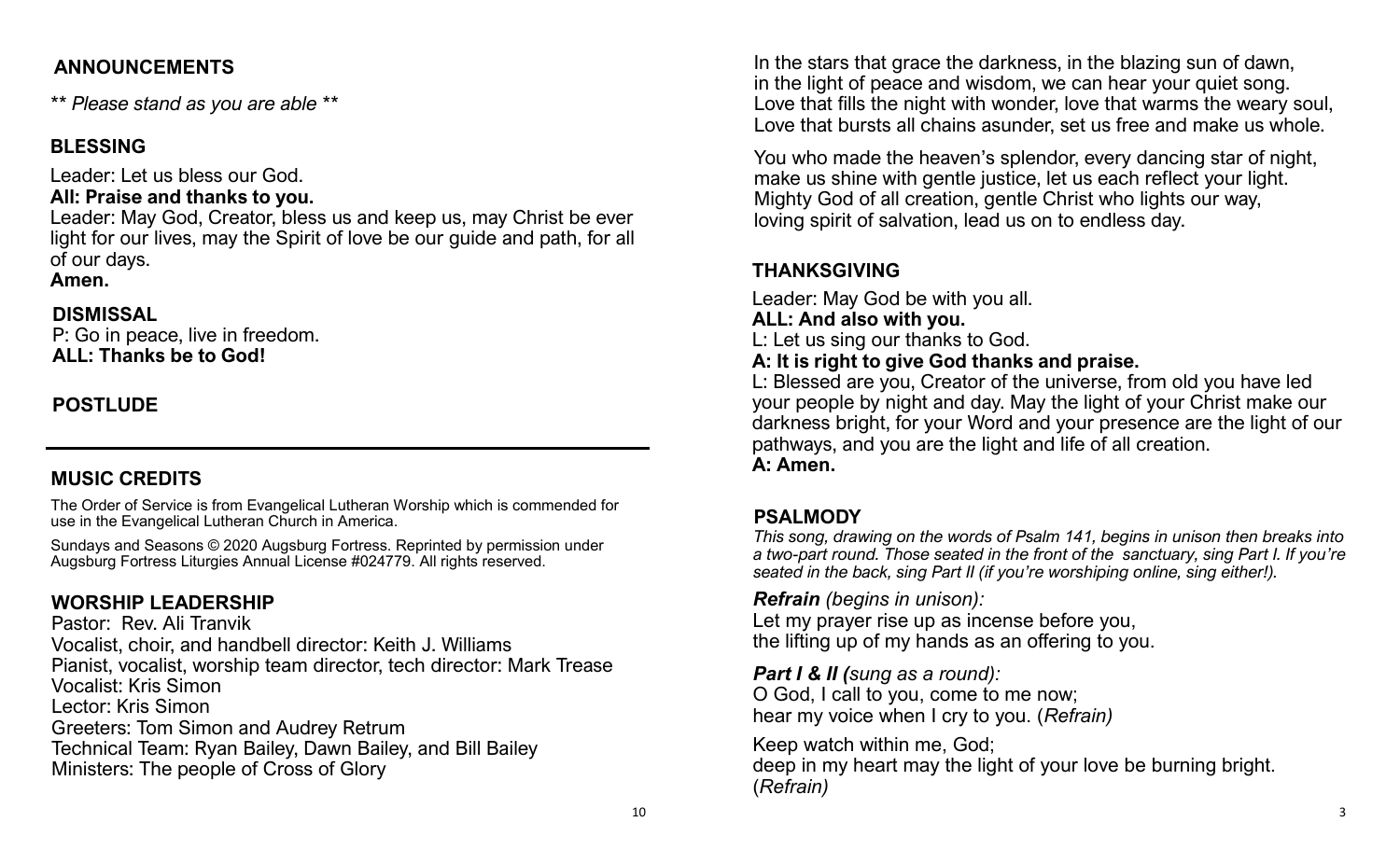## ANNOUNCEMENTS

*\*\* Please stand as you are able \*\**

## BLESSING

Leader: Let us bless our God.
**All: Praise and thanks to you.**
Leader: May God, Creator, bless us and keep us, may Christ be ever light for our lives, may the Spirit of love be our guide and path, for all of our days.
**Amen.**

## DISMISSAL

P: Go in peace, live in freedom.
**ALL: Thanks be to God!**

## POSTLUDE

---

## MUSIC CREDITS

The Order of Service is from Evangelical Lutheran Worship which is commended for use in the Evangelical Lutheran Church in America.

Sundays and Seasons © 2020 Augsburg Fortress. Reprinted by permission under Augsburg Fortress Liturgies Annual License #024779. All rights reserved.

## WORSHIP LEADERSHIP

Pastor: Rev. Ali Tranvik
Vocalist, choir, and handbell director: Keith J. Williams
Pianist, vocalist, worship team director, tech director: Mark Trease
Vocalist: Kris Simon
Lector: Kris Simon
Greeters: Tom Simon and Audrey Retrum
Technical Team: Ryan Bailey, Dawn Bailey, and Bill Bailey
Ministers: The people of Cross of Glory

In the stars that grace the darkness, in the blazing sun of dawn,
in the light of peace and wisdom, we can hear your quiet song.
Love that fills the night with wonder, love that warms the weary soul,
Love that bursts all chains asunder, set us free and make us whole.

You who made the heaven's splendor, every dancing star of night,
make us shine with gentle justice, let us each reflect your light.
Mighty God of all creation, gentle Christ who lights our way,
loving spirit of salvation, lead us on to endless day.

## THANKSGIVING

Leader: May God be with you all.
**ALL: And also with you.**
L: Let us sing our thanks to God.
**A: It is right to give God thanks and praise.**
L: Blessed are you, Creator of the universe, from old you have led your people by night and day. May the light of your Christ make our darkness bright, for your Word and your presence are the light of our pathways, and you are the light and life of all creation.
**A: Amen.**

## PSALMODY

*This song, drawing on the words of Psalm 141, begins in unison then breaks into a two-part round. Those seated in the front of the sanctuary, sing Part I. If you're seated in the back, sing Part II (if you're worshiping online, sing either!).*

***Refrain** (begins in unison):*
Let my prayer rise up as incense before you,
the lifting up of my hands as an offering to you.

***Part I & II (**sung as a round):*
O God, I call to you, come to me now;
hear my voice when I cry to you. (*Refrain)*

Keep watch within me, God;
deep in my heart may the light of your love be burning bright.
(*Refrain)*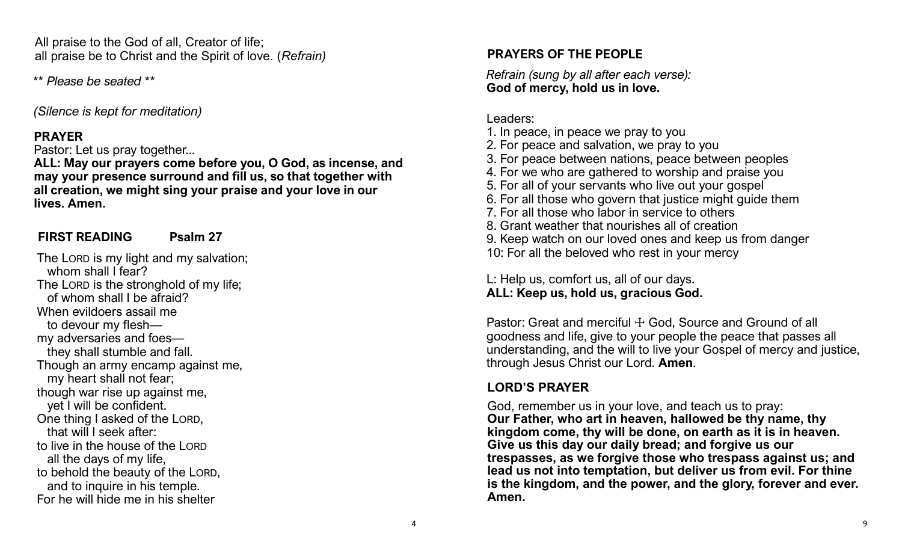All praise to the God of all, Creator of life;
all praise be to Christ and the Spirit of love. (*Refrain)*

*\*\* Please be seated \*\**

*(Silence is kept for meditation)*

## PRAYER

Pastor: Let us pray together...

**ALL: May our prayers come before you, O God, as incense, and may your presence surround and fill us, so that together with all creation, we might sing your praise and your love in our lives. Amen.**

## FIRST READING Psalm 27

The LORD is my light and my salvation;
  whom shall I fear?
The LORD is the stronghold of my life;
  of whom shall I be afraid?
When evildoers assail me
  to devour my flesh—
my adversaries and foes—
  they shall stumble and fall.
Though an army encamp against me,
  my heart shall not fear;
though war rise up against me,
  yet I will be confident.
One thing I asked of the LORD,
  that will I seek after:
to live in the house of the LORD
  all the days of my life,
to behold the beauty of the LORD,
  and to inquire in his temple.
For he will hide me in his shelter

## PRAYERS OF THE PEOPLE

*Refrain (sung by all after each verse):*
**God of mercy, hold us in love.**

Leaders:
1. In peace, in peace we pray to you
2. For peace and salvation, we pray to you
3. For peace between nations, peace between peoples
4. For we who are gathered to worship and praise you
5. For all of your servants who live out your gospel
6. For all those who govern that justice might guide them
7. For all those who labor in service to others
8. Grant weather that nourishes all of creation
9. Keep watch on our loved ones and keep us from danger
10: For all the beloved who rest in your mercy

L: Help us, comfort us, all of our days.
**ALL: Keep us, hold us, gracious God.**

Pastor: Great and merciful ☩ God, Source and Ground of all goodness and life, give to your people the peace that passes all understanding, and the will to live your Gospel of mercy and justice, through Jesus Christ our Lord. **Amen**.

## LORD'S PRAYER

God, remember us in your love, and teach us to pray:
**Our Father, who art in heaven, hallowed be thy name, thy kingdom come, thy will be done, on earth as it is in heaven. Give us this day our daily bread; and forgive us our trespasses, as we forgive those who trespass against us; and lead us not into temptation, but deliver us from evil. For thine is the kingdom, and the power, and the glory, forever and ever. Amen.**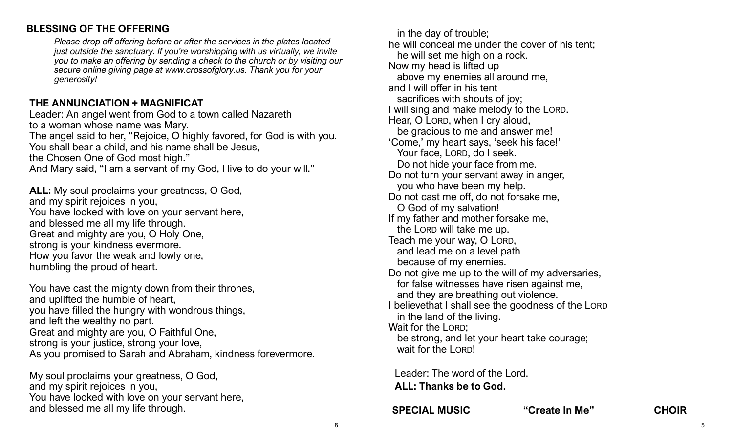## BLESSING OF THE OFFERING

*Please drop off offering before or after the services in the plates located just outside the sanctuary. If you're worshipping with us virtually, we invite you to make an offering by sending a check to the church or by visiting our secure online giving page at www.crossofglory.us. Thank you for your generosity!*

## THE ANNUNCIATION + MAGNIFICAT

Leader: An angel went from God to a town called Nazareth
to a woman whose name was Mary.
The angel said to her, "Rejoice, O highly favored, for God is with you.
You shall bear a child, and his name shall be Jesus,
the Chosen One of God most high."
And Mary said, "I am a servant of my God, I live to do your will."

**ALL:** My soul proclaims your greatness, O God,
and my spirit rejoices in you,
You have looked with love on your servant here,
and blessed me all my life through.
Great and mighty are you, O Holy One,
strong is your kindness evermore.
How you favor the weak and lowly one,
humbling the proud of heart.

You have cast the mighty down from their thrones,
and uplifted the humble of heart,
you have filled the hungry with wondrous things,
and left the wealthy no part.
Great and mighty are you, O Faithful One,
strong is your justice, strong your love,
As you promised to Sarah and Abraham, kindness forevermore.

My soul proclaims your greatness, O God,
and my spirit rejoices in you,
You have looked with love on your servant here,
and blessed me all my life through.

in the day of trouble;
he will conceal me under the cover of his tent;
he will set me high on a rock.
Now my head is lifted up
above my enemies all around me,
and I will offer in his tent
sacrifices with shouts of joy;
I will sing and make melody to the LORD.
Hear, O LORD, when I cry aloud,
be gracious to me and answer me!
'Come,' my heart says, 'seek his face!'
Your face, LORD, do I seek.
Do not hide your face from me.
Do not turn your servant away in anger,
you who have been my help.
Do not cast me off, do not forsake me,
O God of my salvation!
If my father and mother forsake me,
the LORD will take me up.
Teach me your way, O LORD,
and lead me on a level path
because of my enemies.
Do not give me up to the will of my adversaries,
for false witnesses have risen against me,
and they are breathing out violence.
I believethat I shall see the goodness of the LORD
in the land of the living.
Wait for the LORD;
be strong, and let your heart take courage;
wait for the LORD!

Leader: The word of the Lord.
**ALL: Thanks be to God.**

**SPECIAL MUSIC "Create In Me" CHOIR**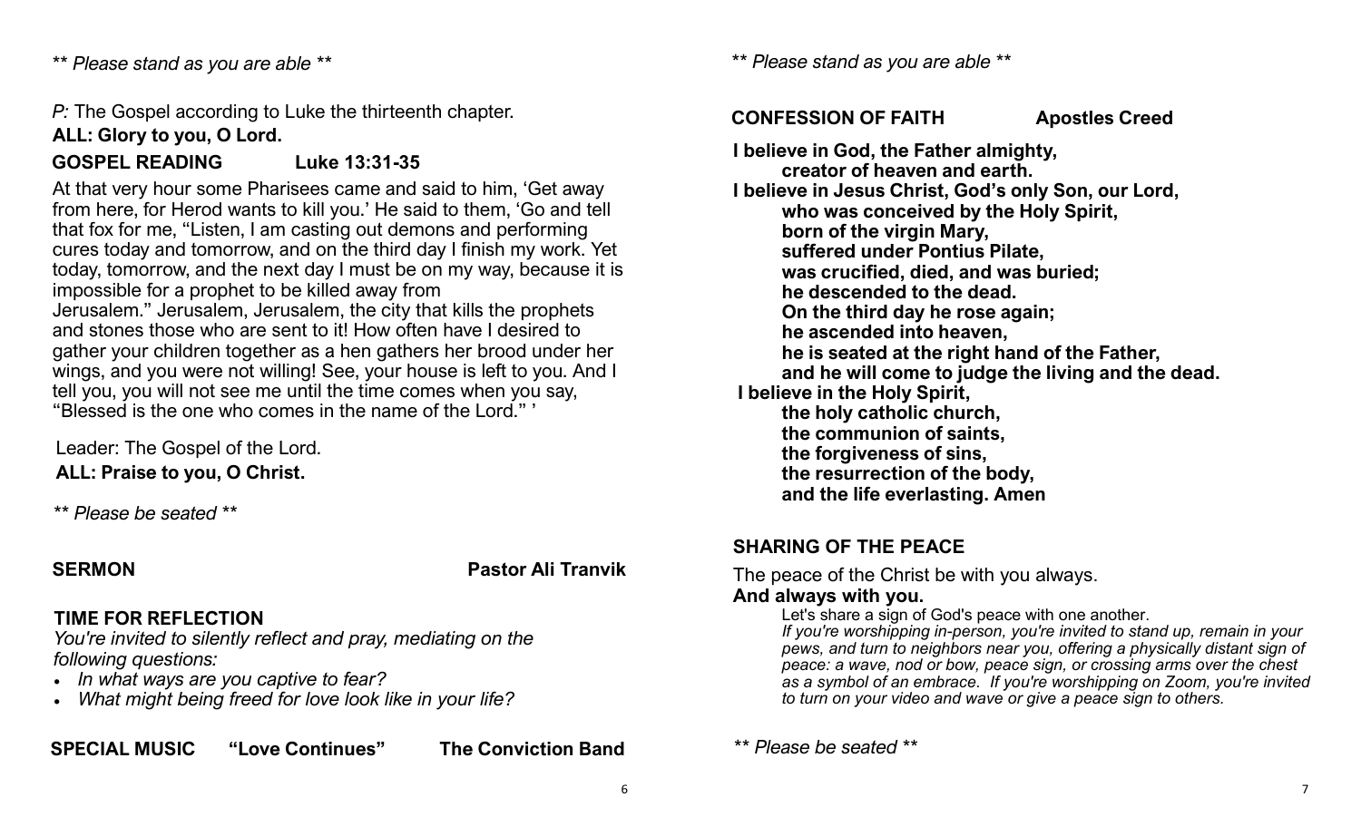*\*\* Please stand as you are able \*\**

*P:* The Gospel according to Luke the thirteenth chapter.
**ALL: Glory to you, O Lord.**

**GOSPEL READING Luke 13:31-35**

At that very hour some Pharisees came and said to him, 'Get away from here, for Herod wants to kill you.' He said to them, 'Go and tell that fox for me, "Listen, I am casting out demons and performing cures today and tomorrow, and on the third day I finish my work. Yet today, tomorrow, and the next day I must be on my way, because it is impossible for a prophet to be killed away from Jerusalem." Jerusalem, Jerusalem, the city that kills the prophets and stones those who are sent to it! How often have I desired to gather your children together as a hen gathers her brood under her wings, and you were not willing! See, your house is left to you. And I tell you, you will not see me until the time comes when you say, "Blessed is the one who comes in the name of the Lord." '

Leader: The Gospel of the Lord.
**ALL: Praise to you, O Christ.**

*\*\* Please be seated \*\**

**SERMON Pastor Ali Tranvik**

**TIME FOR REFLECTION**

*You're invited to silently reflect and pray, mediating on the following questions:*

- *In what ways are you captive to fear?*
- *What might being freed for love look like in your life?*

**SPECIAL MUSIC "Love Continues" The Conviction Band**

*\*\* Please stand as you are able \*\**

**CONFESSION OF FAITH Apostles Creed**

**I believe in God, the Father almighty,**
**creator of heaven and earth.**
**I believe in Jesus Christ, God's only Son, our Lord,**
**who was conceived by the Holy Spirit,**
**born of the virgin Mary,**
**suffered under Pontius Pilate,**
**was crucified, died, and was buried;**
**he descended to the dead.**
**On the third day he rose again;**
**he ascended into heaven,**
**he is seated at the right hand of the Father,**
**and he will come to judge the living and the dead.**
**I believe in the Holy Spirit,**
**the holy catholic church,**
**the communion of saints,**
**the forgiveness of sins,**
**the resurrection of the body,**
**and the life everlasting. Amen**

**SHARING OF THE PEACE**

The peace of the Christ be with you always.
**And always with you.**

Let's share a sign of God's peace with one another.
*If you're worshipping in-person, you're invited to stand up, remain in your pews, and turn to neighbors near you, offering a physically distant sign of peace: a wave, nod or bow, peace sign, or crossing arms over the chest as a symbol of an embrace. If you're worshipping on Zoom, you're invited to turn on your video and wave or give a peace sign to others.*

*\*\* Please be seated \*\**